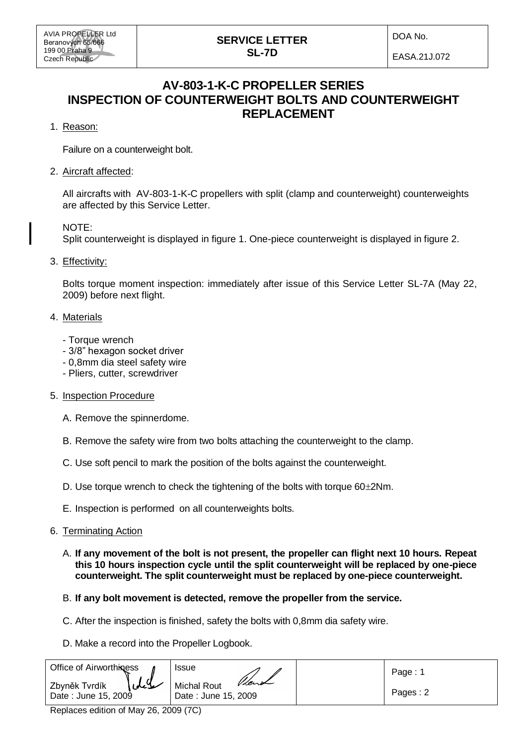| AVIA PROPELLER Ltd<br>Beranových 65/666<br>199 00 Praha 9<br>Czech Republic | **SERVICE LETTER**<br>**SL-7D** | DOA No.<br><br>EASA.21J.072 |
|---|---|---|

# AV-803-1-K-C PROPELLER SERIES
# INSPECTION OF COUNTERWEIGHT BOLTS AND COUNTERWEIGHT REPLACEMENT

1. Reason:

   Failure on a counterweight bolt.

2. Aircraft affected:

   All aircrafts with AV-803-1-K-C propellers with split (clamp and counterweight) counterweights are affected by this Service Letter.

   NOTE:
   Split counterweight is displayed in figure 1. One-piece counterweight is displayed in figure 2.

3. Effectivity:

   Bolts torque moment inspection: immediately after issue of this Service Letter SL-7A (May 22, 2009) before next flight.

4. Materials

   - Torque wrench
   - 3/8" hexagon socket driver
   - 0,8mm dia steel safety wire
   - Pliers, cutter, screwdriver

5. Inspection Procedure

   A. Remove the spinnerdome.

   B. Remove the safety wire from two bolts attaching the counterweight to the clamp.

   C. Use soft pencil to mark the position of the bolts against the counterweight.

   D. Use torque wrench to check the tightening of the bolts with torque 60±2Nm.

   E. Inspection is performed on all counterweights bolts.

6. Terminating Action

   A. **If any movement of the bolt is not present, the propeller can flight next 10 hours. Repeat this 10 hours inspection cycle until the split counterweight will be replaced by one-piece counterweight. The split counterweight must be replaced by one-piece counterweight.**

   B. **If any bolt movement is detected, remove the propeller from the service.**

   C. After the inspection is finished, safety the bolts with 0,8mm dia safety wire.

   D. Make a record into the Propeller Logbook.

| Office of Airworthiness<br>Zbyněk Tvrdík<br>Date : June 15, 2009 | Issue<br>Michal Rout<br>Date : June 15, 2009 | | Page : 1<br>Pages : 2 |
|---|---|---|---|

Replaces edition of May 26, 2009 (7C)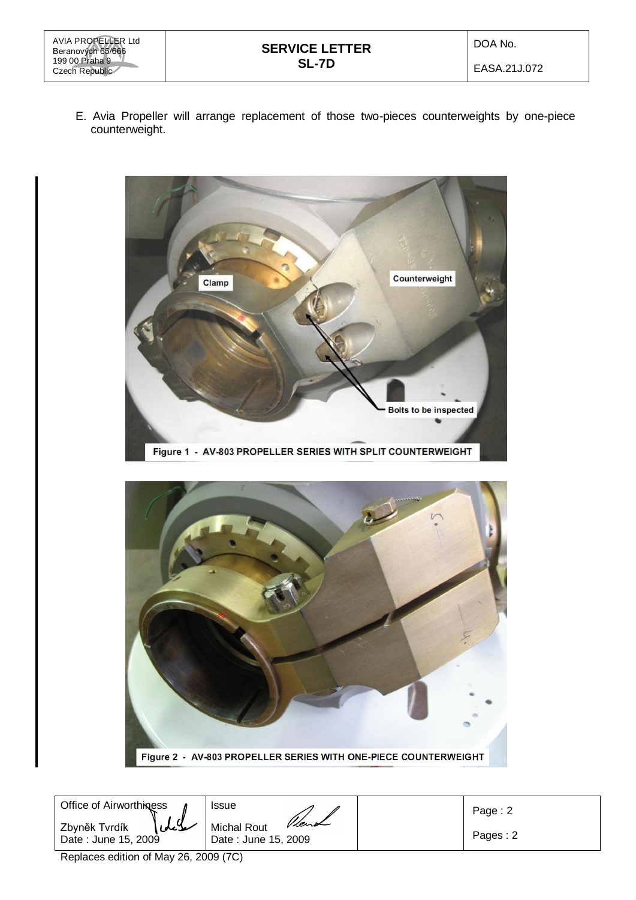E. Avia Propeller will arrange replacement of those two-pieces counterweights by one-piece counterweight.

Clamp

Counterweight

Bolts to be inspected

Figure 1 - AV-803 PROPELLER SERIES WITH SPLIT COUNTERWEIGHT

Figure 2 - AV-803 PROPELLER SERIES WITH ONE-PIECE COUNTERWEIGHT

| | | | |
|---|---|---|---|
| Office of Airworthiness<br>Zbyněk Tvrdík<br>Date : June 15, 2009 | Issue<br>Michal Rout<br>Date : June 15, 2009 | | Page : 2<br>Pages : 2 |

Replaces edition of May 26, 2009 (7C)